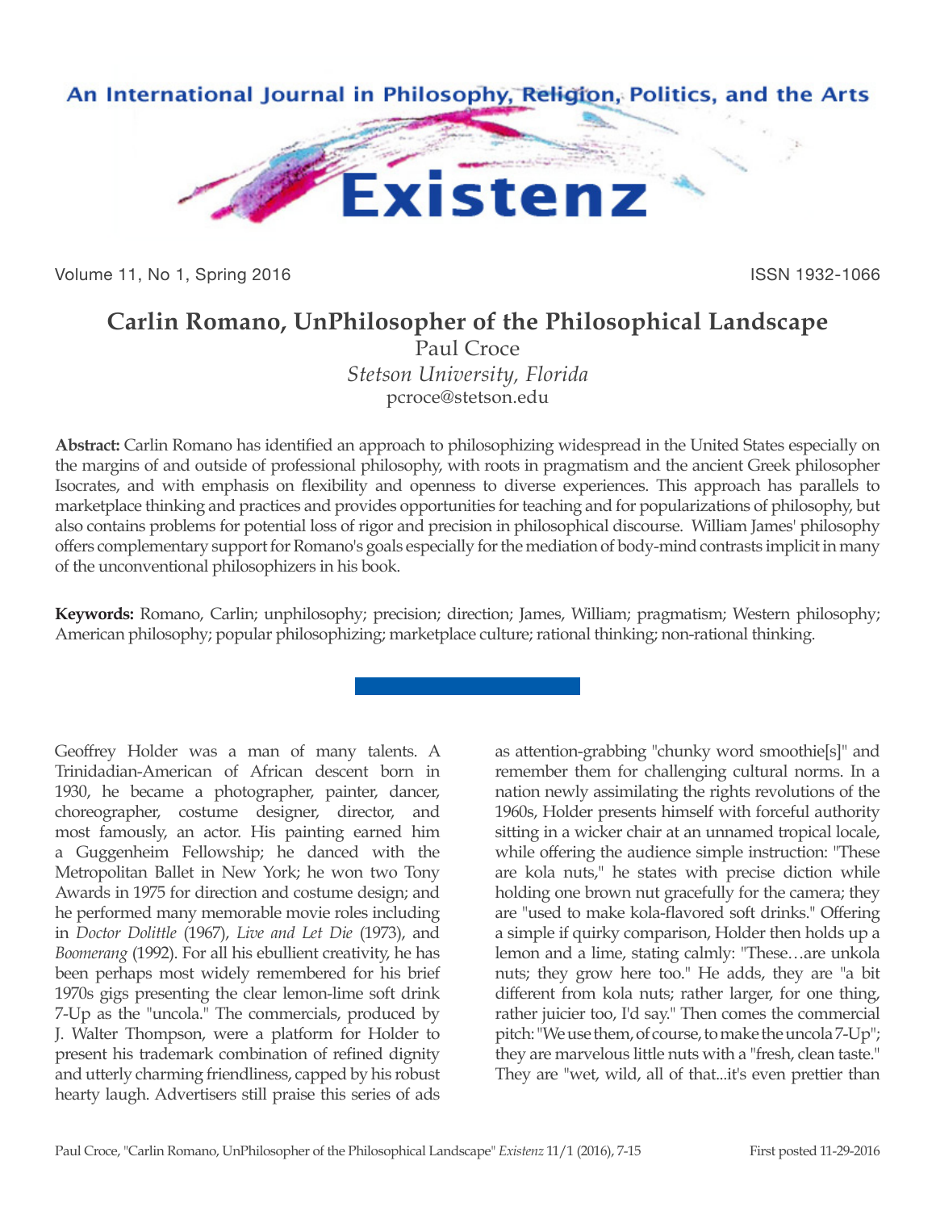# Carlin Romano, UnPhilosopher of the Philosophical Landscape

Paul Croce

*Stetson University, Florida*

pcroce@stetson.edu

**Abstract:** Carlin Romano has identified an approach to philosophizing widespread in the United States especially on the margins of and outside of professional philosophy, with roots in pragmatism and the ancient Greek philosopher Isocrates, and with emphasis on flexibility and openness to diverse experiences. This approach has parallels to marketplace thinking and practices and provides opportunities for teaching and for popularizations of philosophy, but also contains problems for potential loss of rigor and precision in philosophical discourse. William James' philosophy offers complementary support for Romano's goals especially for the mediation of body-mind contrasts implicit in many of the unconventional philosophizers in his book.

**Keywords:** Romano, Carlin; unphilosophy; precision; direction; James, William; pragmatism; Western philosophy; American philosophy; popular philosophizing; marketplace culture; rational thinking; non-rational thinking.

---

Geoffrey Holder was a man of many talents. A Trinidadian-American of African descent born in 1930, he became a photographer, painter, dancer, choreographer, costume designer, director, and most famously, an actor. His painting earned him a Guggenheim Fellowship; he danced with the Metropolitan Ballet in New York; he won two Tony Awards in 1975 for direction and costume design; and he performed many memorable movie roles including in *Doctor Dolittle* (1967), *Live and Let Die* (1973), and *Boomerang* (1992). For all his ebullient creativity, he has been perhaps most widely remembered for his brief 1970s gigs presenting the clear lemon-lime soft drink 7-Up as the "uncola." The commercials, produced by J. Walter Thompson, were a platform for Holder to present his trademark combination of refined dignity and utterly charming friendliness, capped by his robust hearty laugh. Advertisers still praise this series of ads as attention-grabbing "chunky word smoothie[s]" and remember them for challenging cultural norms. In a nation newly assimilating the rights revolutions of the 1960s, Holder presents himself with forceful authority sitting in a wicker chair at an unnamed tropical locale, while offering the audience simple instruction: "These are kola nuts," he states with precise diction while holding one brown nut gracefully for the camera; they are "used to make kola-flavored soft drinks." Offering a simple if quirky comparison, Holder then holds up a lemon and a lime, stating calmly: "These…are unkola nuts; they grow here too." He adds, they are "a bit different from kola nuts; rather larger, for one thing, rather juicier too, I'd say." Then comes the commercial pitch: "We use them, of course, to make the uncola 7-Up"; they are marvelous little nuts with a "fresh, clean taste." They are "wet, wild, all of that...it's even prettier than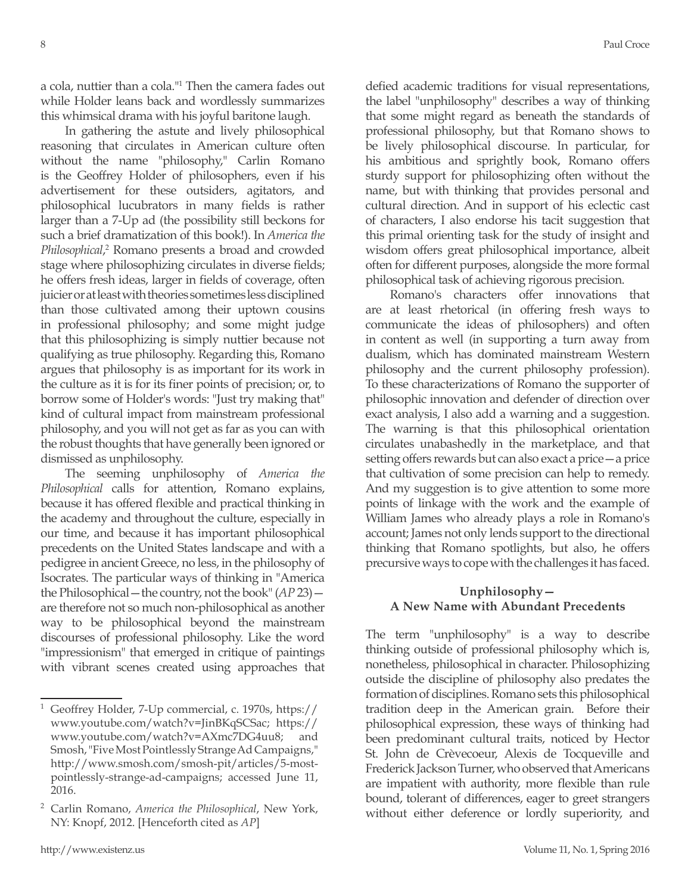a cola, nuttier than a cola."[1] Then the camera fades out while Holder leans back and wordlessly summarizes this whimsical drama with his joyful baritone laugh.

In gathering the astute and lively philosophical reasoning that circulates in American culture often without the name "philosophy," Carlin Romano is the Geoffrey Holder of philosophers, even if his advertisement for these outsiders, agitators, and philosophical lucubrators in many fields is rather larger than a 7-Up ad (the possibility still beckons for such a brief dramatization of this book!). In *America the Philosophical*,[2] Romano presents a broad and crowded stage where philosophizing circulates in diverse fields; he offers fresh ideas, larger in fields of coverage, often juicier or at least with theories sometimes less disciplined than those cultivated among their uptown cousins in professional philosophy; and some might judge that this philosophizing is simply nuttier because not qualifying as true philosophy. Regarding this, Romano argues that philosophy is as important for its work in the culture as it is for its finer points of precision; or, to borrow some of Holder's words: "Just try making that" kind of cultural impact from mainstream professional philosophy, and you will not get as far as you can with the robust thoughts that have generally been ignored or dismissed as unphilosophy.

The seeming unphilosophy of *America the Philosophical* calls for attention, Romano explains, because it has offered flexible and practical thinking in the academy and throughout the culture, especially in our time, and because it has important philosophical precedents on the United States landscape and with a pedigree in ancient Greece, no less, in the philosophy of Isocrates. The particular ways of thinking in "America the Philosophical—the country, not the book" (*AP* 23)—are therefore not so much non-philosophical as another way to be philosophical beyond the mainstream discourses of professional philosophy. Like the word "impressionism" that emerged in critique of paintings with vibrant scenes created using approaches that defied academic traditions for visual representations, the label "unphilosophy" describes a way of thinking that some might regard as beneath the standards of professional philosophy, but that Romano shows to be lively philosophical discourse. In particular, for his ambitious and sprightly book, Romano offers sturdy support for philosophizing often without the name, but with thinking that provides personal and cultural direction. And in support of his eclectic cast of characters, I also endorse his tacit suggestion that this primal orienting task for the study of insight and wisdom offers great philosophical importance, albeit often for different purposes, alongside the more formal philosophical task of achieving rigorous precision.

Romano's characters offer innovations that are at least rhetorical (in offering fresh ways to communicate the ideas of philosophers) and often in content as well (in supporting a turn away from dualism, which has dominated mainstream Western philosophy and the current philosophy profession). To these characterizations of Romano the supporter of philosophic innovation and defender of direction over exact analysis, I also add a warning and a suggestion. The warning is that this philosophical orientation circulates unabashedly in the marketplace, and that setting offers rewards but can also exact a price—a price that cultivation of some precision can help to remedy. And my suggestion is to give attention to some more points of linkage with the work and the example of William James who already plays a role in Romano's account; James not only lends support to the directional thinking that Romano spotlights, but also, he offers precursive ways to cope with the challenges it has faced.

## Unphilosophy—A New Name with Abundant Precedents

The term "unphilosophy" is a way to describe thinking outside of professional philosophy which is, nonetheless, philosophical in character. Philosophizing outside the discipline of philosophy also predates the formation of disciplines. Romano sets this philosophical tradition deep in the American grain. Before their philosophical expression, these ways of thinking had been predominant cultural traits, noticed by Hector St. John de Crèvecoeur, Alexis de Tocqueville and Frederick Jackson Turner, who observed that Americans are impatient with authority, more flexible than rule bound, tolerant of differences, eager to greet strangers without either deference or lordly superiority, and

---

[1] Geoffrey Holder, 7-Up commercial, c. 1970s, https://www.youtube.com/watch?v=JinBKqSCSac; https://www.youtube.com/watch?v=AXmc7DG4uu8; and Smosh, "Five Most Pointlessly Strange Ad Campaigns," http://www.smosh.com/smosh-pit/articles/5-most-pointlessly-strange-ad-campaigns; accessed June 11, 2016.

[2] Carlin Romano, *America the Philosophical*, New York, NY: Knopf, 2012. [Henceforth cited as *AP*]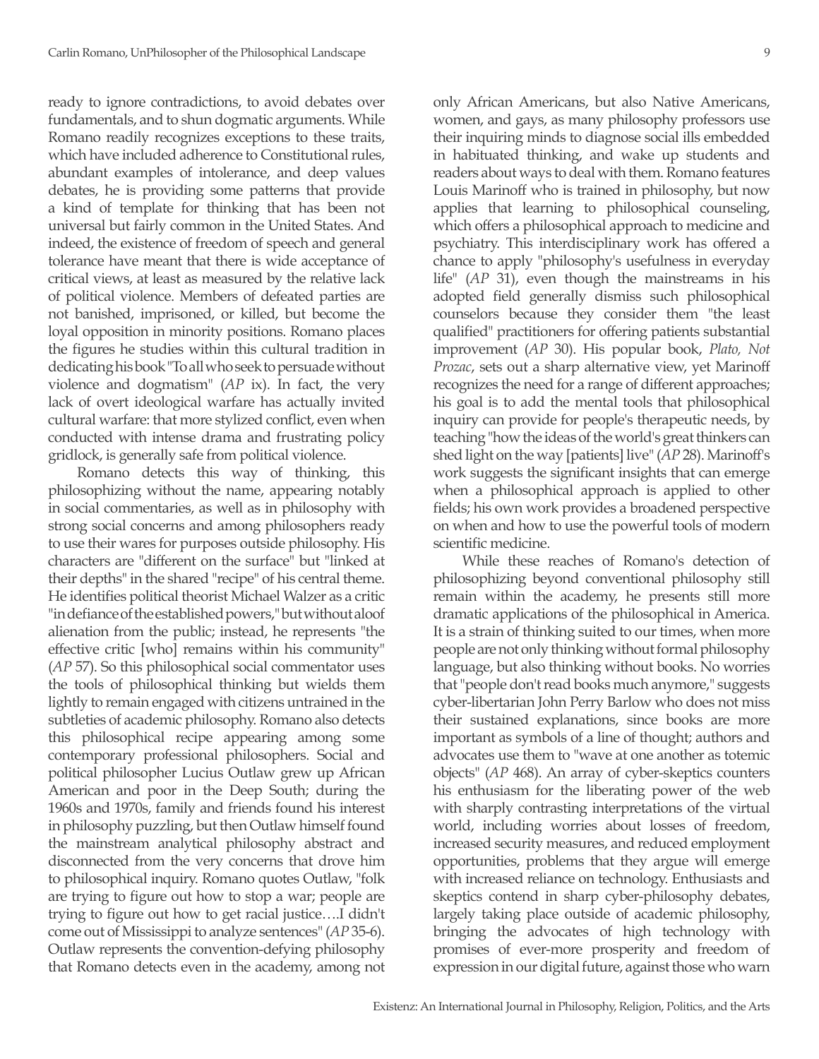ready to ignore contradictions, to avoid debates over fundamentals, and to shun dogmatic arguments. While Romano readily recognizes exceptions to these traits, which have included adherence to Constitutional rules, abundant examples of intolerance, and deep values debates, he is providing some patterns that provide a kind of template for thinking that has been not universal but fairly common in the United States. And indeed, the existence of freedom of speech and general tolerance have meant that there is wide acceptance of critical views, at least as measured by the relative lack of political violence. Members of defeated parties are not banished, imprisoned, or killed, but become the loyal opposition in minority positions. Romano places the figures he studies within this cultural tradition in dedicating his book "To all who seek to persuade without violence and dogmatism" (*AP* ix). In fact, the very lack of overt ideological warfare has actually invited cultural warfare: that more stylized conflict, even when conducted with intense drama and frustrating policy gridlock, is generally safe from political violence.

Romano detects this way of thinking, this philosophizing without the name, appearing notably in social commentaries, as well as in philosophy with strong social concerns and among philosophers ready to use their wares for purposes outside philosophy. His characters are "different on the surface" but "linked at their depths" in the shared "recipe" of his central theme. He identifies political theorist Michael Walzer as a critic "in defiance of the established powers," but without aloof alienation from the public; instead, he represents "the effective critic [who] remains within his community" (*AP* 57). So this philosophical social commentator uses the tools of philosophical thinking but wields them lightly to remain engaged with citizens untrained in the subtleties of academic philosophy. Romano also detects this philosophical recipe appearing among some contemporary professional philosophers. Social and political philosopher Lucius Outlaw grew up African American and poor in the Deep South; during the 1960s and 1970s, family and friends found his interest in philosophy puzzling, but then Outlaw himself found the mainstream analytical philosophy abstract and disconnected from the very concerns that drove him to philosophical inquiry. Romano quotes Outlaw, "folk are trying to figure out how to stop a war; people are trying to figure out how to get racial justice….I didn't come out of Mississippi to analyze sentences" (*AP* 35-6). Outlaw represents the convention-defying philosophy that Romano detects even in the academy, among not only African Americans, but also Native Americans, women, and gays, as many philosophy professors use their inquiring minds to diagnose social ills embedded in habituated thinking, and wake up students and readers about ways to deal with them. Romano features Louis Marinoff who is trained in philosophy, but now applies that learning to philosophical counseling, which offers a philosophical approach to medicine and psychiatry. This interdisciplinary work has offered a chance to apply "philosophy's usefulness in everyday life" (*AP* 31), even though the mainstreams in his adopted field generally dismiss such philosophical counselors because they consider them "the least qualified" practitioners for offering patients substantial improvement (*AP* 30). His popular book, *Plato, Not Prozac*, sets out a sharp alternative view, yet Marinoff recognizes the need for a range of different approaches; his goal is to add the mental tools that philosophical inquiry can provide for people's therapeutic needs, by teaching "how the ideas of the world's great thinkers can shed light on the way [patients] live" (*AP* 28). Marinoff's work suggests the significant insights that can emerge when a philosophical approach is applied to other fields; his own work provides a broadened perspective on when and how to use the powerful tools of modern scientific medicine.

While these reaches of Romano's detection of philosophizing beyond conventional philosophy still remain within the academy, he presents still more dramatic applications of the philosophical in America. It is a strain of thinking suited to our times, when more people are not only thinking without formal philosophy language, but also thinking without books. No worries that "people don't read books much anymore," suggests cyber-libertarian John Perry Barlow who does not miss their sustained explanations, since books are more important as symbols of a line of thought; authors and advocates use them to "wave at one another as totemic objects" (*AP* 468). An array of cyber-skeptics counters his enthusiasm for the liberating power of the web with sharply contrasting interpretations of the virtual world, including worries about losses of freedom, increased security measures, and reduced employment opportunities, problems that they argue will emerge with increased reliance on technology. Enthusiasts and skeptics contend in sharp cyber-philosophy debates, largely taking place outside of academic philosophy, bringing the advocates of high technology with promises of ever-more prosperity and freedom of expression in our digital future, against those who warn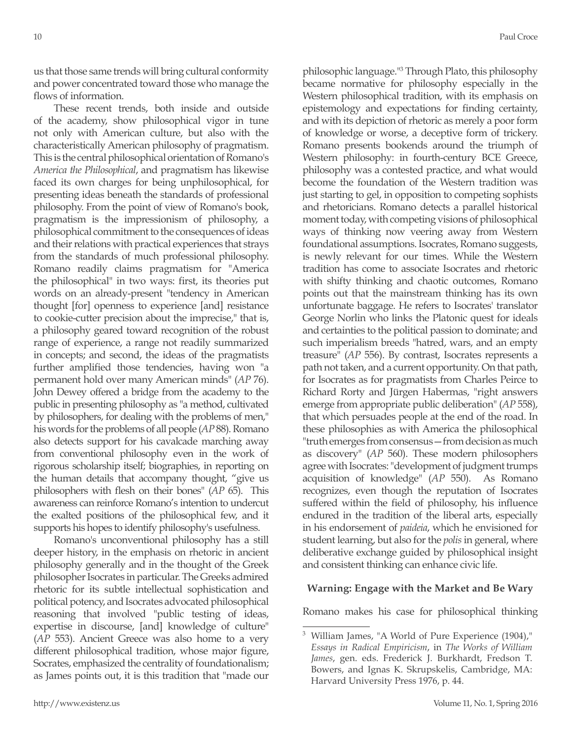us that those same trends will bring cultural conformity and power concentrated toward those who manage the flows of information.

These recent trends, both inside and outside of the academy, show philosophical vigor in tune not only with American culture, but also with the characteristically American philosophy of pragmatism. This is the central philosophical orientation of Romano's *America the Philosophical*, and pragmatism has likewise faced its own charges for being unphilosophical, for presenting ideas beneath the standards of professional philosophy. From the point of view of Romano's book, pragmatism is the impressionism of philosophy, a philosophical commitment to the consequences of ideas and their relations with practical experiences that strays from the standards of much professional philosophy. Romano readily claims pragmatism for "America the philosophical" in two ways: first, its theories put words on an already-present "tendency in American thought [for] openness to experience [and] resistance to cookie-cutter precision about the imprecise," that is, a philosophy geared toward recognition of the robust range of experience, a range not readily summarized in concepts; and second, the ideas of the pragmatists further amplified those tendencies, having won "a permanent hold over many American minds" (*AP* 76). John Dewey offered a bridge from the academy to the public in presenting philosophy as "a method, cultivated by philosophers, for dealing with the problems of men," his words for the problems of all people (*AP* 88). Romano also detects support for his cavalcade marching away from conventional philosophy even in the work of rigorous scholarship itself; biographies, in reporting on the human details that accompany thought, "give us philosophers with flesh on their bones" (*AP* 65). This awareness can reinforce Romano's intention to undercut the exalted positions of the philosophical few, and it supports his hopes to identify philosophy's usefulness.

Romano's unconventional philosophy has a still deeper history, in the emphasis on rhetoric in ancient philosophy generally and in the thought of the Greek philosopher Isocrates in particular. The Greeks admired rhetoric for its subtle intellectual sophistication and political potency, and Isocrates advocated philosophical reasoning that involved "public testing of ideas, expertise in discourse, [and] knowledge of culture" (*AP* 553). Ancient Greece was also home to a very different philosophical tradition, whose major figure, Socrates, emphasized the centrality of foundationalism; as James points out, it is this tradition that "made our philosophic language."[3] Through Plato, this philosophy became normative for philosophy especially in the Western philosophical tradition, with its emphasis on epistemology and expectations for finding certainty, and with its depiction of rhetoric as merely a poor form of knowledge or worse, a deceptive form of trickery. Romano presents bookends around the triumph of Western philosophy: in fourth-century BCE Greece, philosophy was a contested practice, and what would become the foundation of the Western tradition was just starting to gel, in opposition to competing sophists and rhetoricians. Romano detects a parallel historical moment today, with competing visions of philosophical ways of thinking now veering away from Western foundational assumptions. Isocrates, Romano suggests, is newly relevant for our times. While the Western tradition has come to associate Isocrates and rhetoric with shifty thinking and chaotic outcomes, Romano points out that the mainstream thinking has its own unfortunate baggage. He refers to Isocrates' translator George Norlin who links the Platonic quest for ideals and certainties to the political passion to dominate; and such imperialism breeds "hatred, wars, and an empty treasure" (*AP* 556). By contrast, Isocrates represents a path not taken, and a current opportunity. On that path, for Isocrates as for pragmatists from Charles Peirce to Richard Rorty and Jürgen Habermas, "right answers emerge from appropriate public deliberation" (*AP* 558), that which persuades people at the end of the road. In these philosophies as with America the philosophical "truth emerges from consensus—from decision as much as discovery" (*AP* 560). These modern philosophers agree with Isocrates: "development of judgment trumps acquisition of knowledge" (*AP* 550). As Romano recognizes, even though the reputation of Isocrates suffered within the field of philosophy, his influence endured in the tradition of the liberal arts, especially in his endorsement of *paideia*, which he envisioned for student learning, but also for the *polis* in general, where deliberative exchange guided by philosophical insight and consistent thinking can enhance civic life.

## Warning: Engage with the Market and Be Wary

Romano makes his case for philosophical thinking

[3] William James, "A World of Pure Experience (1904)," *Essays in Radical Empiricism*, in *The Works of William James*, gen. eds. Frederick J. Burkhardt, Fredson T. Bowers, and Ignas K. Skrupskelis, Cambridge, MA: Harvard University Press 1976, p. 44.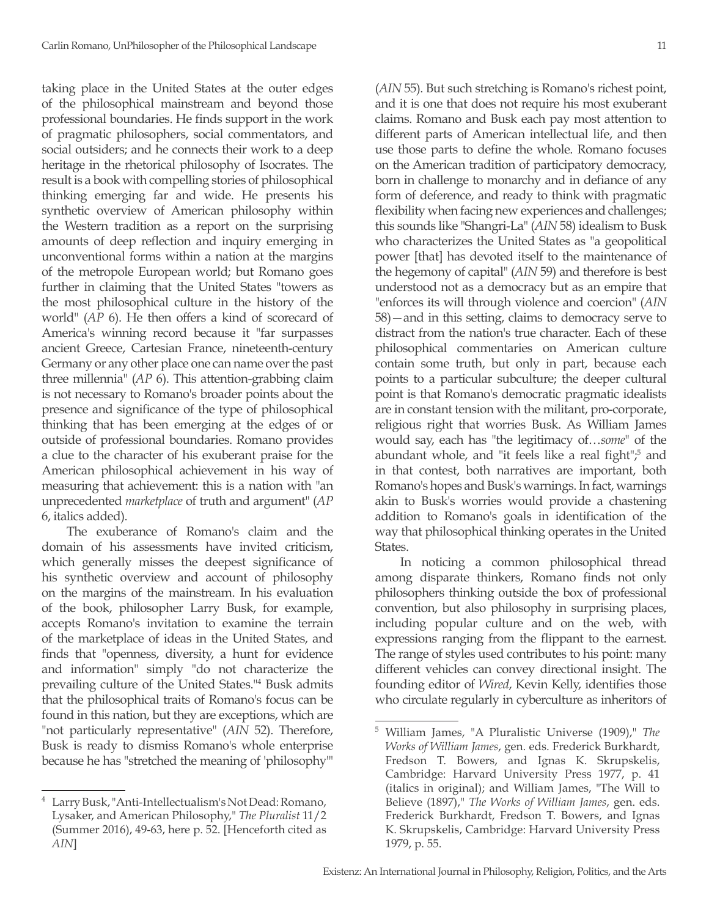taking place in the United States at the outer edges of the philosophical mainstream and beyond those professional boundaries. He finds support in the work of pragmatic philosophers, social commentators, and social outsiders; and he connects their work to a deep heritage in the rhetorical philosophy of Isocrates. The result is a book with compelling stories of philosophical thinking emerging far and wide. He presents his synthetic overview of American philosophy within the Western tradition as a report on the surprising amounts of deep reflection and inquiry emerging in unconventional forms within a nation at the margins of the metropole European world; but Romano goes further in claiming that the United States "towers as the most philosophical culture in the history of the world" (*AP* 6). He then offers a kind of scorecard of America's winning record because it "far surpasses ancient Greece, Cartesian France, nineteenth-century Germany or any other place one can name over the past three millennia" (*AP* 6). This attention-grabbing claim is not necessary to Romano's broader points about the presence and significance of the type of philosophical thinking that has been emerging at the edges of or outside of professional boundaries. Romano provides a clue to the character of his exuberant praise for the American philosophical achievement in his way of measuring that achievement: this is a nation with "an unprecedented *marketplace* of truth and argument" (*AP* 6, italics added).

The exuberance of Romano's claim and the domain of his assessments have invited criticism, which generally misses the deepest significance of his synthetic overview and account of philosophy on the margins of the mainstream. In his evaluation of the book, philosopher Larry Busk, for example, accepts Romano's invitation to examine the terrain of the marketplace of ideas in the United States, and finds that "openness, diversity, a hunt for evidence and information" simply "do not characterize the prevailing culture of the United States."[4] Busk admits that the philosophical traits of Romano's focus can be found in this nation, but they are exceptions, which are "not particularly representative" (*AIN* 52). Therefore, Busk is ready to dismiss Romano's whole enterprise because he has "stretched the meaning of 'philosophy'" (*AIN* 55). But such stretching is Romano's richest point, and it is one that does not require his most exuberant claims. Romano and Busk each pay most attention to different parts of American intellectual life, and then use those parts to define the whole. Romano focuses on the American tradition of participatory democracy, born in challenge to monarchy and in defiance of any form of deference, and ready to think with pragmatic flexibility when facing new experiences and challenges; this sounds like "Shangri-La" (*AIN* 58) idealism to Busk who characterizes the United States as "a geopolitical power [that] has devoted itself to the maintenance of the hegemony of capital" (*AIN* 59) and therefore is best understood not as a democracy but as an empire that "enforces its will through violence and coercion" (*AIN* 58)—and in this setting, claims to democracy serve to distract from the nation's true character. Each of these philosophical commentaries on American culture contain some truth, but only in part, because each points to a particular subculture; the deeper cultural point is that Romano's democratic pragmatic idealists are in constant tension with the militant, pro-corporate, religious right that worries Busk. As William James would say, each has "the legitimacy of…*some*" of the abundant whole, and "it feels like a real fight";[5] and in that contest, both narratives are important, both Romano's hopes and Busk's warnings. In fact, warnings akin to Busk's worries would provide a chastening addition to Romano's goals in identification of the way that philosophical thinking operates in the United States.

In noticing a common philosophical thread among disparate thinkers, Romano finds not only philosophers thinking outside the box of professional convention, but also philosophy in surprising places, including popular culture and on the web, with expressions ranging from the flippant to the earnest. The range of styles used contributes to his point: many different vehicles can convey directional insight. The founding editor of *Wired*, Kevin Kelly, identifies those who circulate regularly in cyberculture as inheritors of

---

[4] Larry Busk, "Anti-Intellectualism's Not Dead: Romano, Lysaker, and American Philosophy," *The Pluralist* 11/2 (Summer 2016), 49-63, here p. 52. [Henceforth cited as *AIN*]

[5] William James, "A Pluralistic Universe (1909)," *The Works of William James*, gen. eds. Frederick Burkhardt, Fredson T. Bowers, and Ignas K. Skrupskelis, Cambridge: Harvard University Press 1977, p. 41 (italics in original); and William James, "The Will to Believe (1897)," *The Works of William James*, gen. eds. Frederick Burkhardt, Fredson T. Bowers, and Ignas K. Skrupskelis, Cambridge: Harvard University Press 1979, p. 55.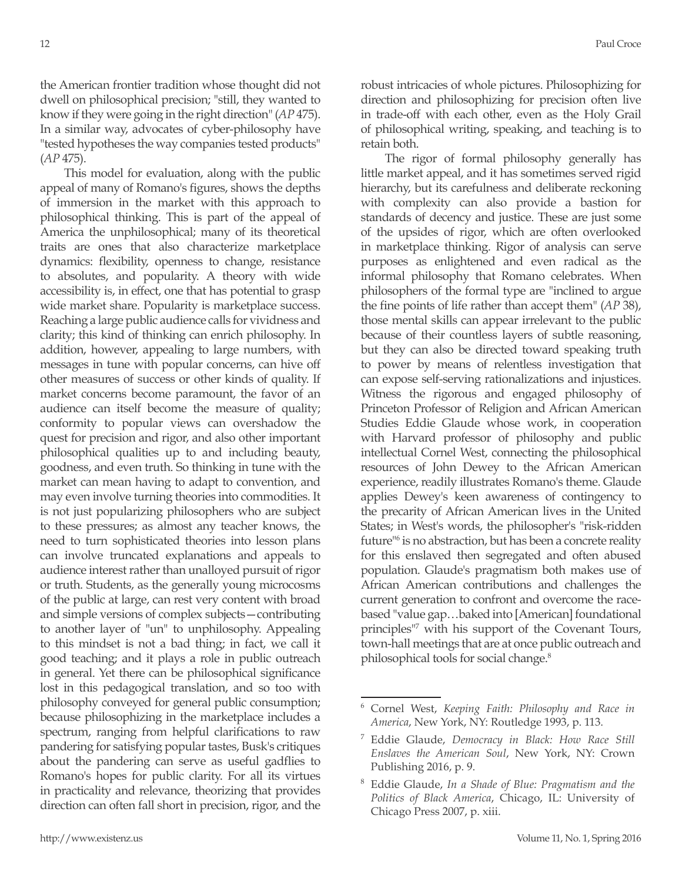the American frontier tradition whose thought did not dwell on philosophical precision; "still, they wanted to know if they were going in the right direction" (*AP* 475). In a similar way, advocates of cyber-philosophy have "tested hypotheses the way companies tested products" (*AP* 475).

This model for evaluation, along with the public appeal of many of Romano's figures, shows the depths of immersion in the market with this approach to philosophical thinking. This is part of the appeal of America the unphilosophical; many of its theoretical traits are ones that also characterize marketplace dynamics: flexibility, openness to change, resistance to absolutes, and popularity. A theory with wide accessibility is, in effect, one that has potential to grasp wide market share. Popularity is marketplace success. Reaching a large public audience calls for vividness and clarity; this kind of thinking can enrich philosophy. In addition, however, appealing to large numbers, with messages in tune with popular concerns, can hive off other measures of success or other kinds of quality. If market concerns become paramount, the favor of an audience can itself become the measure of quality; conformity to popular views can overshadow the quest for precision and rigor, and also other important philosophical qualities up to and including beauty, goodness, and even truth. So thinking in tune with the market can mean having to adapt to convention, and may even involve turning theories into commodities. It is not just popularizing philosophers who are subject to these pressures; as almost any teacher knows, the need to turn sophisticated theories into lesson plans can involve truncated explanations and appeals to audience interest rather than unalloyed pursuit of rigor or truth. Students, as the generally young microcosms of the public at large, can rest very content with broad and simple versions of complex subjects—contributing to another layer of "un" to unphilosophy. Appealing to this mindset is not a bad thing; in fact, we call it good teaching; and it plays a role in public outreach in general. Yet there can be philosophical significance lost in this pedagogical translation, and so too with philosophy conveyed for general public consumption; because philosophizing in the marketplace includes a spectrum, ranging from helpful clarifications to raw pandering for satisfying popular tastes, Busk's critiques about the pandering can serve as useful gadflies to Romano's hopes for public clarity. For all its virtues in practicality and relevance, theorizing that provides direction can often fall short in precision, rigor, and the robust intricacies of whole pictures. Philosophizing for direction and philosophizing for precision often live in trade-off with each other, even as the Holy Grail of philosophical writing, speaking, and teaching is to retain both.

The rigor of formal philosophy generally has little market appeal, and it has sometimes served rigid hierarchy, but its carefulness and deliberate reckoning with complexity can also provide a bastion for standards of decency and justice. These are just some of the upsides of rigor, which are often overlooked in marketplace thinking. Rigor of analysis can serve purposes as enlightened and even radical as the informal philosophy that Romano celebrates. When philosophers of the formal type are "inclined to argue the fine points of life rather than accept them" (*AP* 38), those mental skills can appear irrelevant to the public because of their countless layers of subtle reasoning, but they can also be directed toward speaking truth to power by means of relentless investigation that can expose self-serving rationalizations and injustices. Witness the rigorous and engaged philosophy of Princeton Professor of Religion and African American Studies Eddie Glaude whose work, in cooperation with Harvard professor of philosophy and public intellectual Cornel West, connecting the philosophical resources of John Dewey to the African American experience, readily illustrates Romano's theme. Glaude applies Dewey's keen awareness of contingency to the precarity of African American lives in the United States; in West's words, the philosopher's "risk-ridden future"[6] is no abstraction, but has been a concrete reality for this enslaved then segregated and often abused population. Glaude's pragmatism both makes use of African American contributions and challenges the current generation to confront and overcome the race-based "value gap…baked into [American] foundational principles"[7] with his support of the Covenant Tours, town-hall meetings that are at once public outreach and philosophical tools for social change.[8]

---

[6] Cornel West, *Keeping Faith: Philosophy and Race in America*, New York, NY: Routledge 1993, p. 113.

[7] Eddie Glaude, *Democracy in Black: How Race Still Enslaves the American Soul*, New York, NY: Crown Publishing 2016, p. 9.

[8] Eddie Glaude, *In a Shade of Blue: Pragmatism and the Politics of Black America*, Chicago, IL: University of Chicago Press 2007, p. xiii.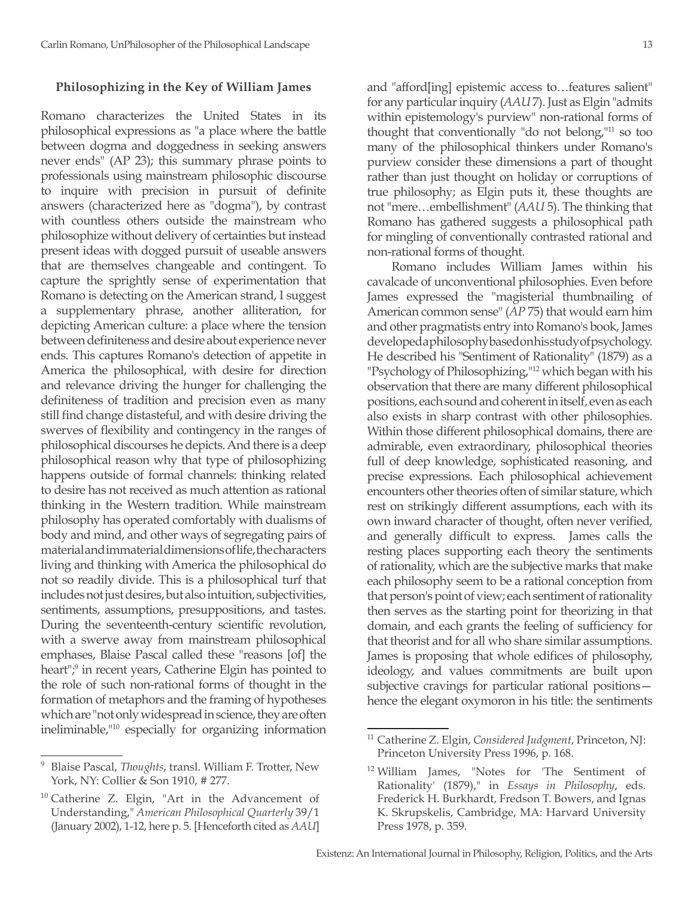### Philosophizing in the Key of William James

Romano characterizes the United States in its philosophical expressions as "a place where the battle between dogma and doggedness in seeking answers never ends" (AP 23); this summary phrase points to professionals using mainstream philosophic discourse to inquire with precision in pursuit of definite answers (characterized here as "dogma"), by contrast with countless others outside the mainstream who philosophize without delivery of certainties but instead present ideas with dogged pursuit of useable answers that are themselves changeable and contingent. To capture the sprightly sense of experimentation that Romano is detecting on the American strand, I suggest a supplementary phrase, another alliteration, for depicting American culture: a place where the tension between definiteness and desire about experience never ends. This captures Romano's detection of appetite in America the philosophical, with desire for direction and relevance driving the hunger for challenging the definiteness of tradition and precision even as many still find change distasteful, and with desire driving the swerves of flexibility and contingency in the ranges of philosophical discourses he depicts. And there is a deep philosophical reason why that type of philosophizing happens outside of formal channels: thinking related to desire has not received as much attention as rational thinking in the Western tradition. While mainstream philosophy has operated comfortably with dualisms of body and mind, and other ways of segregating pairs of material and immaterial dimensions of life, the characters living and thinking with America the philosophical do not so readily divide. This is a philosophical turf that includes not just desires, but also intuition, subjectivities, sentiments, assumptions, presuppositions, and tastes. During the seventeenth-century scientific revolution, with a swerve away from mainstream philosophical emphases, Blaise Pascal called these "reasons [of] the heart";[9] in recent years, Catherine Elgin has pointed to the role of such non-rational forms of thought in the formation of metaphors and the framing of hypotheses which are "not only widespread in science, they are often ineliminable,"[10] especially for organizing information and "afford[ing] epistemic access to…features salient" for any particular inquiry (*AAU* 7). Just as Elgin "admits within epistemology's purview" non-rational forms of thought that conventionally "do not belong,"[11] so too many of the philosophical thinkers under Romano's purview consider these dimensions a part of thought rather than just thought on holiday or corruptions of true philosophy; as Elgin puts it, these thoughts are not "mere…embellishment" (*AAU* 5). The thinking that Romano has gathered suggests a philosophical path for mingling of conventionally contrasted rational and non-rational forms of thought.

Romano includes William James within his cavalcade of unconventional philosophies. Even before James expressed the "magisterial thumbnailing of American common sense" (*AP* 75) that would earn him and other pragmatists entry into Romano's book, James developed a philosophy based on his study of psychology. He described his "Sentiment of Rationality" (1879) as a "Psychology of Philosophizing,"[12] which began with his observation that there are many different philosophical positions, each sound and coherent in itself, even as each also exists in sharp contrast with other philosophies. Within those different philosophical domains, there are admirable, even extraordinary, philosophical theories full of deep knowledge, sophisticated reasoning, and precise expressions. Each philosophical achievement encounters other theories often of similar stature, which rest on strikingly different assumptions, each with its own inward character of thought, often never verified, and generally difficult to express. James calls the resting places supporting each theory the sentiments of rationality, which are the subjective marks that make each philosophy seem to be a rational conception from that person's point of view; each sentiment of rationality then serves as the starting point for theorizing in that domain, and each grants the feeling of sufficiency for that theorist and for all who share similar assumptions. James is proposing that whole edifices of philosophy, ideology, and values commitments are built upon subjective cravings for particular rational positions—hence the elegant oxymoron in his title: the sentiments

---

[9] Blaise Pascal, *Thoughts*, transl. William F. Trotter, New York, NY: Collier & Son 1910, # 277.

[10] Catherine Z. Elgin, "Art in the Advancement of Understanding," *American Philosophical Quarterly* 39/1 (January 2002), 1-12, here p. 5. [Henceforth cited as *AAU*]

[11] Catherine Z. Elgin, *Considered Judgment*, Princeton, NJ: Princeton University Press 1996, p. 168.

[12] William James, "Notes for 'The Sentiment of Rationality' (1879)," in *Essays in Philosophy*, eds. Frederick H. Burkhardt, Fredson T. Bowers, and Ignas K. Skrupskelis, Cambridge, MA: Harvard University Press 1978, p. 359.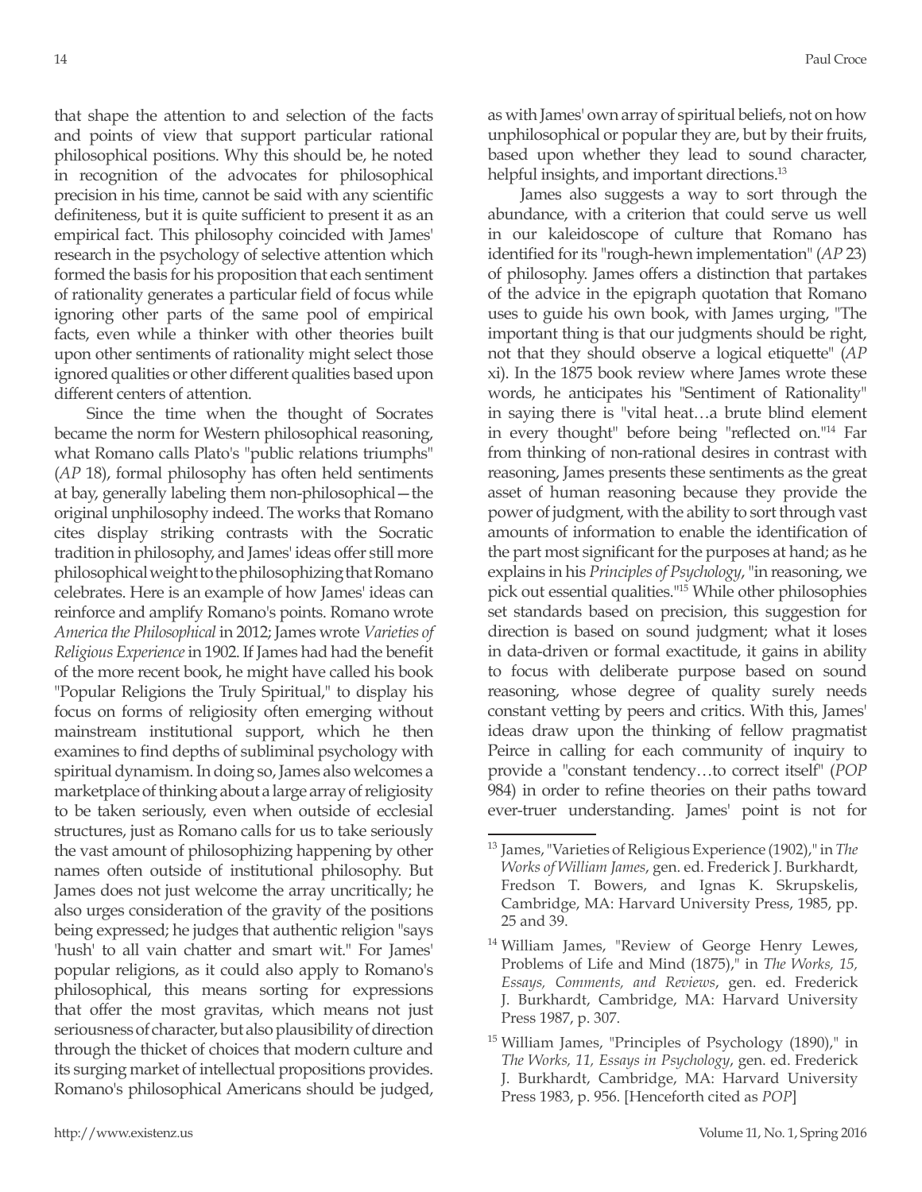that shape the attention to and selection of the facts and points of view that support particular rational philosophical positions. Why this should be, he noted in recognition of the advocates for philosophical precision in his time, cannot be said with any scientific definiteness, but it is quite sufficient to present it as an empirical fact. This philosophy coincided with James' research in the psychology of selective attention which formed the basis for his proposition that each sentiment of rationality generates a particular field of focus while ignoring other parts of the same pool of empirical facts, even while a thinker with other theories built upon other sentiments of rationality might select those ignored qualities or other different qualities based upon different centers of attention.

Since the time when the thought of Socrates became the norm for Western philosophical reasoning, what Romano calls Plato's "public relations triumphs" (*AP* 18), formal philosophy has often held sentiments at bay, generally labeling them non-philosophical—the original unphilosophy indeed. The works that Romano cites display striking contrasts with the Socratic tradition in philosophy, and James' ideas offer still more philosophical weight to the philosophizing that Romano celebrates. Here is an example of how James' ideas can reinforce and amplify Romano's points. Romano wrote *America the Philosophical* in 2012; James wrote *Varieties of Religious Experience* in 1902. If James had had the benefit of the more recent book, he might have called his book "Popular Religions the Truly Spiritual," to display his focus on forms of religiosity often emerging without mainstream institutional support, which he then examines to find depths of subliminal psychology with spiritual dynamism. In doing so, James also welcomes a marketplace of thinking about a large array of religiosity to be taken seriously, even when outside of ecclesial structures, just as Romano calls for us to take seriously the vast amount of philosophizing happening by other names often outside of institutional philosophy. But James does not just welcome the array uncritically; he also urges consideration of the gravity of the positions being expressed; he judges that authentic religion "says 'hush' to all vain chatter and smart wit." For James' popular religions, as it could also apply to Romano's philosophical, this means sorting for expressions that offer the most gravitas, which means not just seriousness of character, but also plausibility of direction through the thicket of choices that modern culture and its surging market of intellectual propositions provides. Romano's philosophical Americans should be judged, as with James' own array of spiritual beliefs, not on how unphilosophical or popular they are, but by their fruits, based upon whether they lead to sound character, helpful insights, and important directions.[13]

James also suggests a way to sort through the abundance, with a criterion that could serve us well in our kaleidoscope of culture that Romano has identified for its "rough-hewn implementation" (*AP* 23) of philosophy. James offers a distinction that partakes of the advice in the epigraph quotation that Romano uses to guide his own book, with James urging, "The important thing is that our judgments should be right, not that they should observe a logical etiquette" (*AP* xi). In the 1875 book review where James wrote these words, he anticipates his "Sentiment of Rationality" in saying there is "vital heat…a brute blind element in every thought" before being "reflected on."[14] Far from thinking of non-rational desires in contrast with reasoning, James presents these sentiments as the great asset of human reasoning because they provide the power of judgment, with the ability to sort through vast amounts of information to enable the identification of the part most significant for the purposes at hand; as he explains in his *Principles of Psychology*, "in reasoning, we pick out essential qualities."[15] While other philosophies set standards based on precision, this suggestion for direction is based on sound judgment; what it loses in data-driven or formal exactitude, it gains in ability to focus with deliberate purpose based on sound reasoning, whose degree of quality surely needs constant vetting by peers and critics. With this, James' ideas draw upon the thinking of fellow pragmatist Peirce in calling for each community of inquiry to provide a "constant tendency…to correct itself" (*POP* 984) in order to refine theories on their paths toward ever-truer understanding. James' point is not for

---

[13] James, "Varieties of Religious Experience (1902)," in *The Works of William James*, gen. ed. Frederick J. Burkhardt, Fredson T. Bowers, and Ignas K. Skrupskelis, Cambridge, MA: Harvard University Press, 1985, pp. 25 and 39.

[14] William James, "Review of George Henry Lewes, Problems of Life and Mind (1875)," in *The Works, 15, Essays, Comments, and Reviews*, gen. ed. Frederick J. Burkhardt, Cambridge, MA: Harvard University Press 1987, p. 307.

[15] William James, "Principles of Psychology (1890)," in *The Works, 11, Essays in Psychology*, gen. ed. Frederick J. Burkhardt, Cambridge, MA: Harvard University Press 1983, p. 956. [Henceforth cited as *POP*]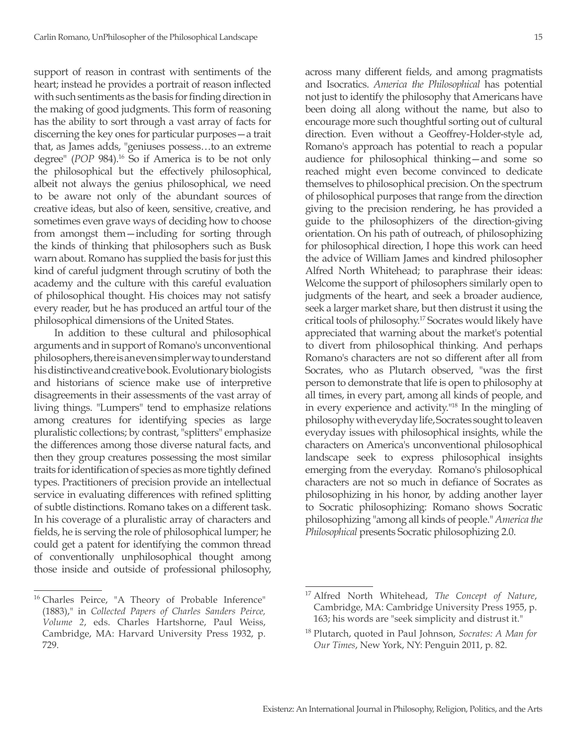support of reason in contrast with sentiments of the heart; instead he provides a portrait of reason inflected with such sentiments as the basis for finding direction in the making of good judgments. This form of reasoning has the ability to sort through a vast array of facts for discerning the key ones for particular purposes—a trait that, as James adds, "geniuses possess…to an extreme degree" (*POP* 984).[16] So if America is to be not only the philosophical but the effectively philosophical, albeit not always the genius philosophical, we need to be aware not only of the abundant sources of creative ideas, but also of keen, sensitive, creative, and sometimes even grave ways of deciding how to choose from amongst them—including for sorting through the kinds of thinking that philosophers such as Busk warn about. Romano has supplied the basis for just this kind of careful judgment through scrutiny of both the academy and the culture with this careful evaluation of philosophical thought. His choices may not satisfy every reader, but he has produced an artful tour of the philosophical dimensions of the United States.

In addition to these cultural and philosophical arguments and in support of Romano's unconventional philosophers, there is an even simpler way to understand his distinctive and creative book. Evolutionary biologists and historians of science make use of interpretive disagreements in their assessments of the vast array of living things. "Lumpers" tend to emphasize relations among creatures for identifying species as large pluralistic collections; by contrast, "splitters" emphasize the differences among those diverse natural facts, and then they group creatures possessing the most similar traits for identification of species as more tightly defined types. Practitioners of precision provide an intellectual service in evaluating differences with refined splitting of subtle distinctions. Romano takes on a different task. In his coverage of a pluralistic array of characters and fields, he is serving the role of philosophical lumper; he could get a patent for identifying the common thread of conventionally unphilosophical thought among those inside and outside of professional philosophy, across many different fields, and among pragmatists and Isocratics. *America the Philosophical* has potential not just to identify the philosophy that Americans have been doing all along without the name, but also to encourage more such thoughtful sorting out of cultural direction. Even without a Geoffrey-Holder-style ad, Romano's approach has potential to reach a popular audience for philosophical thinking—and some so reached might even become convinced to dedicate themselves to philosophical precision. On the spectrum of philosophical purposes that range from the direction giving to the precision rendering, he has provided a guide to the philosophizers of the direction-giving orientation. On his path of outreach, of philosophizing for philosophical direction, I hope this work can heed the advice of William James and kindred philosopher Alfred North Whitehead; to paraphrase their ideas: Welcome the support of philosophers similarly open to judgments of the heart, and seek a broader audience, seek a larger market share, but then distrust it using the critical tools of philosophy.[17] Socrates would likely have appreciated that warning about the market's potential to divert from philosophical thinking. And perhaps Romano's characters are not so different after all from Socrates, who as Plutarch observed, "was the first person to demonstrate that life is open to philosophy at all times, in every part, among all kinds of people, and in every experience and activity."[18] In the mingling of philosophy with everyday life, Socrates sought to leaven everyday issues with philosophical insights, while the characters on America's unconventional philosophical landscape seek to express philosophical insights emerging from the everyday. Romano's philosophical characters are not so much in defiance of Socrates as philosophizing in his honor, by adding another layer to Socratic philosophizing: Romano shows Socratic philosophizing "among all kinds of people." *America the Philosophical* presents Socratic philosophizing 2.0.

---

[16] Charles Peirce, "A Theory of Probable Inference" (1883)," in *Collected Papers of Charles Sanders Peirce, Volume 2*, eds. Charles Hartshorne, Paul Weiss, Cambridge, MA: Harvard University Press 1932, p. 729.

[17] Alfred North Whitehead, *The Concept of Nature*, Cambridge, MA: Cambridge University Press 1955, p. 163; his words are "seek simplicity and distrust it."

[18] Plutarch, quoted in Paul Johnson, *Socrates: A Man for Our Times*, New York, NY: Penguin 2011, p. 82.